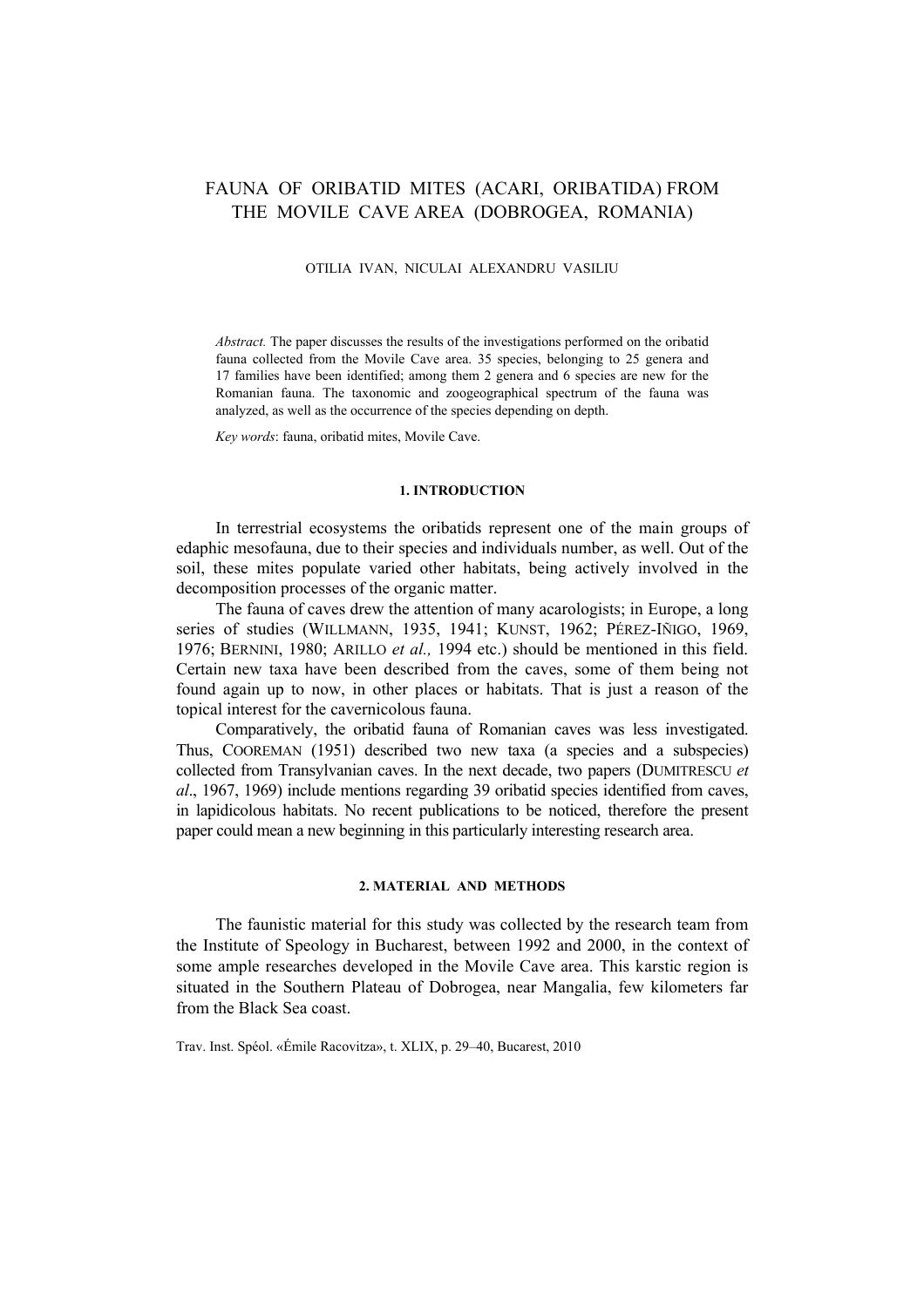# FAUNA OF ORIBATID MITES (ACARI, ORIBATIDA) FROM THE MOVILE CAVE AREA (DOBROGEA, ROMANIA)

OTILIA IVAN, NICULAI ALEXANDRU VASILIU

*Abstract.* The paper discusses the results of the investigations performed on the oribatid fauna collected from the Movile Cave area. 35 species, belonging to 25 genera and 17 families have been identified; among them 2 genera and 6 species are new for the Romanian fauna. The taxonomic and zoogeographical spectrum of the fauna was analyzed, as well as the occurrence of the species depending on depth.

*Key words*: fauna, oribatid mites, Movile Cave.

## 1. INTRODUCTION

In terrestrial ecosystems the oribatids represent one of the main groups of edaphic mesofauna, due to their species and individuals number, as well. Out of the soil, these mites populate varied other habitats, being actively involved in the decomposition processes of the organic matter.

The fauna of caves drew the attention of many acarologists; in Europe, a long series of studies (WILLMANN, 1935, 1941; KUNST, 1962; PÉREZ-IÑIGO, 1969, 1976; BERNINI, 1980; ARILLO *et al.,* 1994 etc.) should be mentioned in this field. Certain new taxa have been described from the caves, some of them being not found again up to now, in other places or habitats. That is just a reason of the topical interest for the cavernicolous fauna.

Comparatively, the oribatid fauna of Romanian caves was less investigated. Thus, COOREMAN (1951) described two new taxa (a species and a subspecies) collected from Transylvanian caves. In the next decade, two papers (DUMITRESCU *et al*., 1967, 1969) include mentions regarding 39 oribatid species identified from caves, in lapidicolous habitats. No recent publications to be noticed, therefore the present paper could mean a new beginning in this particularly interesting research area.

## 2. MATERIAL AND METHODS

The faunistic material for this study was collected by the research team from the Institute of Speology in Bucharest, between 1992 and 2000, in the context of some ample researches developed in the Movile Cave area. This karstic region is situated in the Southern Plateau of Dobrogea, near Mangalia, few kilometers far from the Black Sea coast.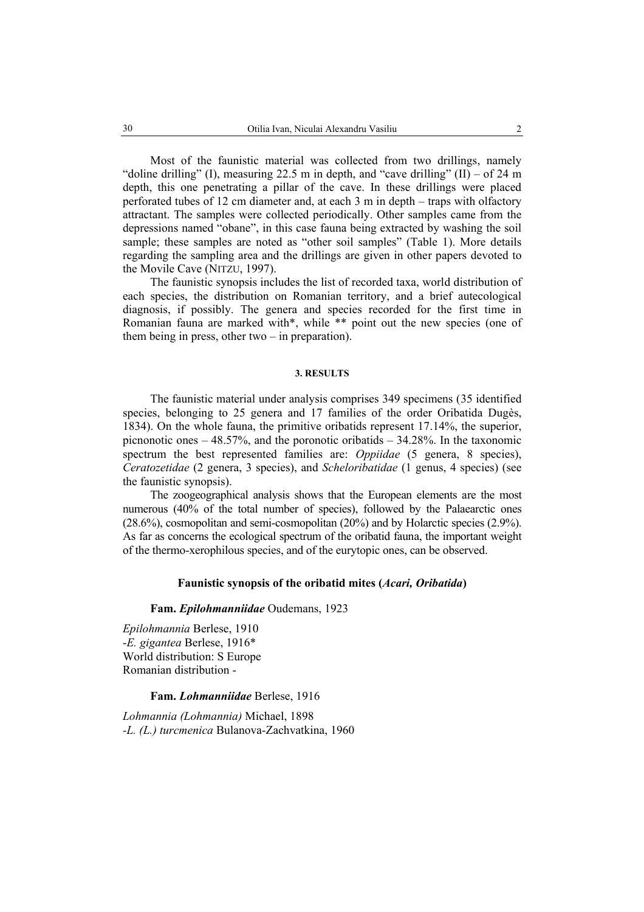Most of the faunistic material was collected from two drillings, namely "doline drilling" (I), measuring 22.5 m in depth, and "cave drilling" (II) – of 24 m depth, this one penetrating a pillar of the cave. In these drillings were placed perforated tubes of 12 cm diameter and, at each 3 m in depth – traps with olfactory attractant. The samples were collected periodically. Other samples came from the depressions named "obane", in this case fauna being extracted by washing the soil sample; these samples are noted as "other soil samples" (Table 1). More details regarding the sampling area and the drillings are given in other papers devoted to the Movile Cave (NITZU, 1997).

The faunistic synopsis includes the list of recorded taxa, world distribution of each species, the distribution on Romanian territory, and a brief autecological diagnosis, if possibly. The genera and species recorded for the first time in Romanian fauna are marked with*, while ** point out the new species (one of them being in press, other two – in preparation).

## 3. RESULTS

The faunistic material under analysis comprises 349 specimens (35 identified species, belonging to 25 genera and 17 families of the order Oribatida Dugès, 1834). On the whole fauna, the primitive oribatids represent 17.14%, the superior, picnonotic ones – 48.57%, and the poronotic oribatids – 34.28%. In the taxonomic spectrum the best represented families are: *Oppiidae* (5 genera, 8 species), *Ceratozetidae* (2 genera, 3 species), and *Scheloribatidae* (1 genus, 4 species) (see the faunistic synopsis).

The zoogeographical analysis shows that the European elements are the most numerous (40% of the total number of species), followed by the Palaearctic ones (28.6%), cosmopolitan and semi-cosmopolitan (20%) and by Holarctic species (2.9%). As far as concerns the ecological spectrum of the oribatid fauna, the important weight of the thermo-xerophilous species, and of the eurytopic ones, can be observed.

### Faunistic synopsis of the oribatid mites (*Acari, Oribatida*)

**Fam. *Epilohmanniidae*** Oudemans, 1923

*Epilohmannia* Berlese, 1910
-*E. gigantea* Berlese, 1916*
World distribution: S Europe
Romanian distribution -

**Fam. *Lohmanniidae*** Berlese, 1916

*Lohmannia (Lohmannia)* Michael, 1898
-*L. (L.) turcmenica* Bulanova-Zachvatkina, 1960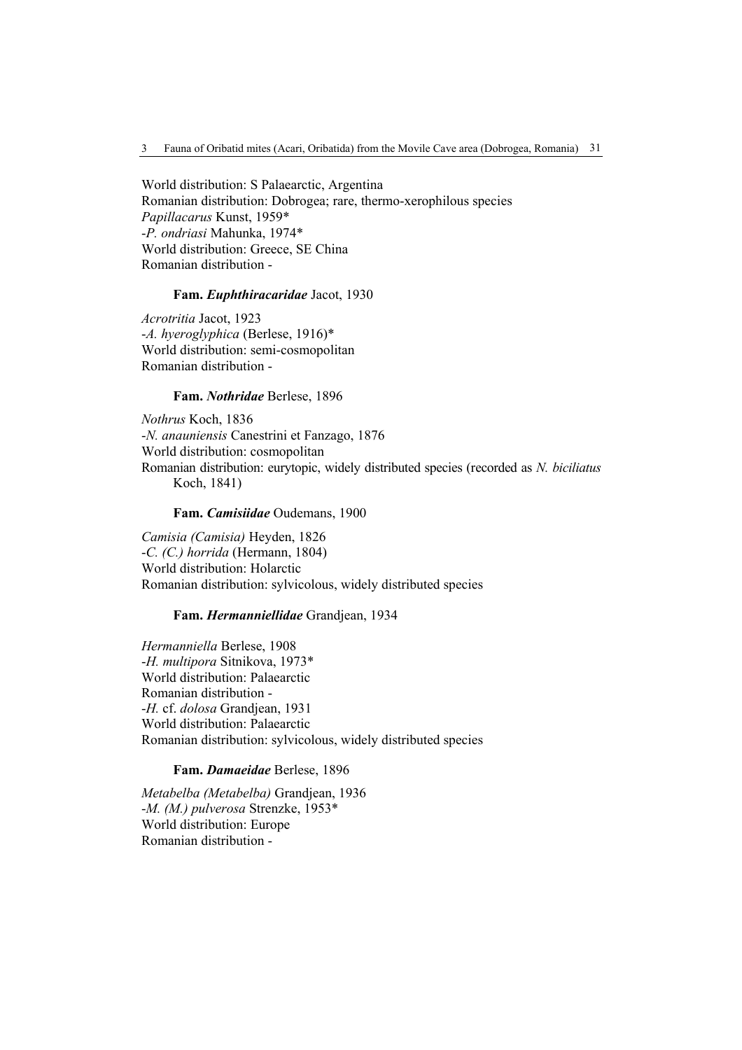World distribution: S Palaearctic, Argentina
Romanian distribution: Dobrogea; rare, thermo-xerophilous species
*Papillacarus* Kunst, 1959*
-*P. ondriasi* Mahunka, 1974*
World distribution: Greece, SE China
Romanian distribution -

**Fam. *Euphthiracaridae* Jacot, 1930**

*Acrotritia* Jacot, 1923
-*A. hyeroglyphica* (Berlese, 1916)*
World distribution: semi-cosmopolitan
Romanian distribution -

**Fam. *Nothridae* Berlese, 1896**

*Nothrus* Koch, 1836
-*N. anauniensis* Canestrini et Fanzago, 1876
World distribution: cosmopolitan
Romanian distribution: eurytopic, widely distributed species (recorded as *N. biciliatus* Koch, 1841)

**Fam. *Camisiidae* Oudemans, 1900**

*Camisia (Camisia)* Heyden, 1826
-*C. (C.) horrida* (Hermann, 1804)
World distribution: Holarctic
Romanian distribution: sylvicolous, widely distributed species

**Fam. *Hermanniellidae* Grandjean, 1934**

*Hermanniella* Berlese, 1908
-*H. multipora* Sitnikova, 1973*
World distribution: Palaearctic
Romanian distribution -
-*H.* cf. *dolosa* Grandjean, 1931
World distribution: Palaearctic
Romanian distribution: sylvicolous, widely distributed species

**Fam. *Damaeidae* Berlese, 1896**

*Metabelba (Metabelba)* Grandjean, 1936
-*M. (M.) pulverosa* Strenzke, 1953*
World distribution: Europe
Romanian distribution -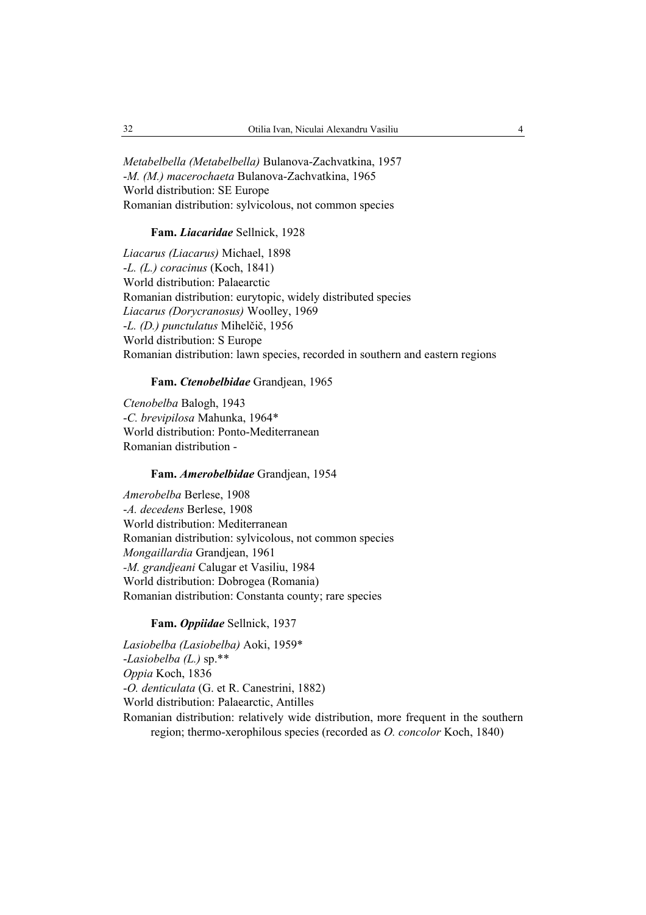*Metabelbella (Metabelbella)* Bulanova-Zachvatkina, 1957
-*M. (M.) macerochaeta* Bulanova-Zachvatkina, 1965
World distribution: SE Europe
Romanian distribution: sylvicolous, not common species

**Fam. *Liacaridae*** Sellnick, 1928

*Liacarus (Liacarus)* Michael, 1898
-*L. (L.) coracinus* (Koch, 1841)
World distribution: Palaearctic
Romanian distribution: eurytopic, widely distributed species
*Liacarus (Dorycranosus)* Woolley, 1969
-*L. (D.) punctulatus* Mihelčič, 1956
World distribution: S Europe
Romanian distribution: lawn species, recorded in southern and eastern regions

**Fam. *Ctenobelbidae*** Grandjean, 1965

*Ctenobelba* Balogh, 1943
-*C. brevipilosa* Mahunka, 1964*
World distribution: Ponto-Mediterranean
Romanian distribution -

**Fam. *Amerobelbidae*** Grandjean, 1954

*Amerobelba* Berlese, 1908
-*A. decedens* Berlese, 1908
World distribution: Mediterranean
Romanian distribution: sylvicolous, not common species
*Mongaillardia* Grandjean, 1961
-*M. grandjeani* Calugar et Vasiliu, 1984
World distribution: Dobrogea (Romania)
Romanian distribution: Constanta county; rare species

**Fam. *Oppiidae*** Sellnick, 1937

*Lasiobelba (Lasiobelba)* Aoki, 1959*
-*Lasiobelba (L.)* sp.**
*Oppia* Koch, 1836
-*O. denticulata* (G. et R. Canestrini, 1882)
World distribution: Palaearctic, Antilles
Romanian distribution: relatively wide distribution, more frequent in the southern region; thermo-xerophilous species (recorded as *O. concolor* Koch, 1840)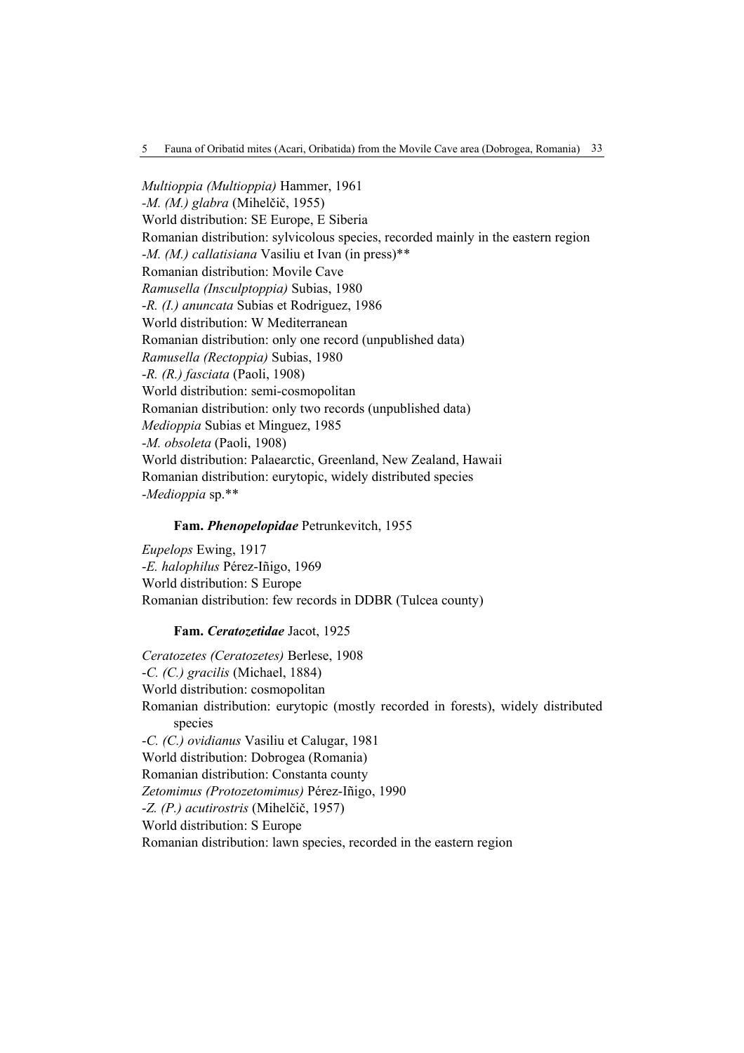*Multioppia (Multioppia)* Hammer, 1961
-*M. (M.) glabra* (Mihelčič, 1955)
World distribution: SE Europe, E Siberia
Romanian distribution: sylvicolous species, recorded mainly in the eastern region
-*M. (M.) callatisiana* Vasiliu et Ivan (in press)**
Romanian distribution: Movile Cave
*Ramusella (Insculptoppia)* Subias, 1980
-*R. (I.) anuncata* Subias et Rodriguez, 1986
World distribution: W Mediterranean
Romanian distribution: only one record (unpublished data)
*Ramusella (Rectoppia)* Subias, 1980
-*R. (R.) fasciata* (Paoli, 1908)
World distribution: semi-cosmopolitan
Romanian distribution: only two records (unpublished data)
*Medioppia* Subias et Minguez, 1985
-*M. obsoleta* (Paoli, 1908)
World distribution: Palaearctic, Greenland, New Zealand, Hawaii
Romanian distribution: eurytopic, widely distributed species
-*Medioppia* sp.**

**Fam. *Phenopelopidae*** Petrunkevitch, 1955

*Eupelops* Ewing, 1917
-*E. halophilus* Pérez-Iñigo, 1969
World distribution: S Europe
Romanian distribution: few records in DDBR (Tulcea county)

**Fam. *Ceratozetidae*** Jacot, 1925

*Ceratozetes (Ceratozetes)* Berlese, 1908
-*C. (C.) gracilis* (Michael, 1884)
World distribution: cosmopolitan
Romanian distribution: eurytopic (mostly recorded in forests), widely distributed species
-*C. (C.) ovidianus* Vasiliu et Calugar, 1981
World distribution: Dobrogea (Romania)
Romanian distribution: Constanta county
*Zetomimus (Protozetomimus)* Pérez-Iñigo, 1990
-*Z. (P.) acutirostris* (Mihelčič, 1957)
World distribution: S Europe
Romanian distribution: lawn species, recorded in the eastern region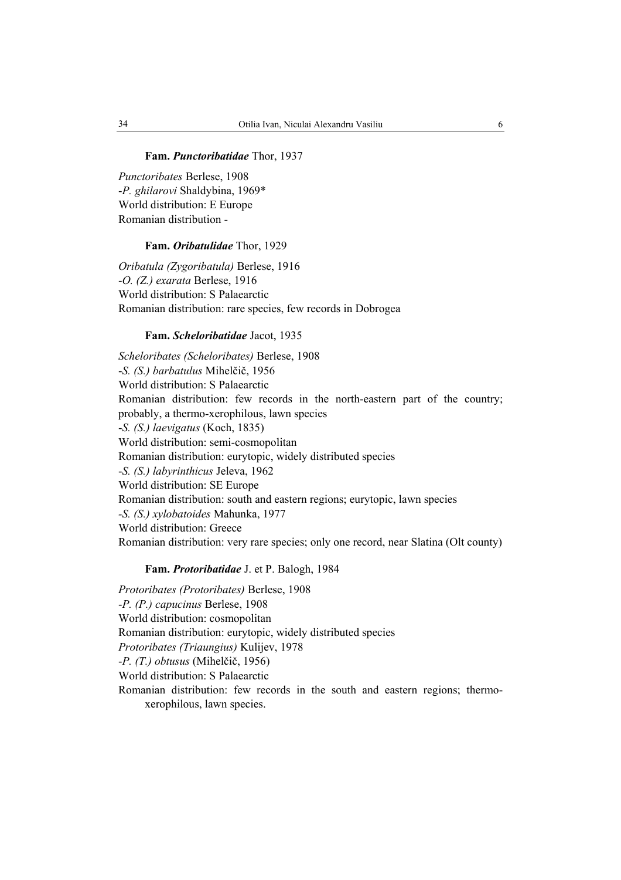**Fam. *Punctoribatidae* Thor, 1937**

*Punctoribates* Berlese, 1908
-*P. ghilarovi* Shaldybina, 1969*
World distribution: E Europe
Romanian distribution -

**Fam. *Oribatulidae* Thor, 1929**

*Oribatula (Zygoribatula)* Berlese, 1916
-*O. (Z.) exarata* Berlese, 1916
World distribution: S Palaearctic
Romanian distribution: rare species, few records in Dobrogea

**Fam. *Scheloribatidae* Jacot, 1935**

*Scheloribates (Scheloribates)* Berlese, 1908
-*S. (S.) barbatulus* Mihelčič, 1956
World distribution: S Palaearctic
Romanian distribution: few records in the north-eastern part of the country; probably, a thermo-xerophilous, lawn species
-*S. (S.) laevigatus* (Koch, 1835)
World distribution: semi-cosmopolitan
Romanian distribution: eurytopic, widely distributed species
-*S. (S.) labyrinthicus* Jeleva, 1962
World distribution: SE Europe
Romanian distribution: south and eastern regions; eurytopic, lawn species
-*S. (S.) xylobatoides* Mahunka, 1977
World distribution: Greece
Romanian distribution: very rare species; only one record, near Slatina (Olt county)

**Fam. *Protoribatidae* J. et P. Balogh, 1984**

*Protoribates (Protoribates)* Berlese, 1908
-*P. (P.) capucinus* Berlese, 1908
World distribution: cosmopolitan
Romanian distribution: eurytopic, widely distributed species
*Protoribates (Triaungius)* Kulijev, 1978
-*P. (T.) obtusus* (Mihelčič, 1956)
World distribution: S Palaearctic
Romanian distribution: few records in the south and eastern regions; thermo-xerophilous, lawn species.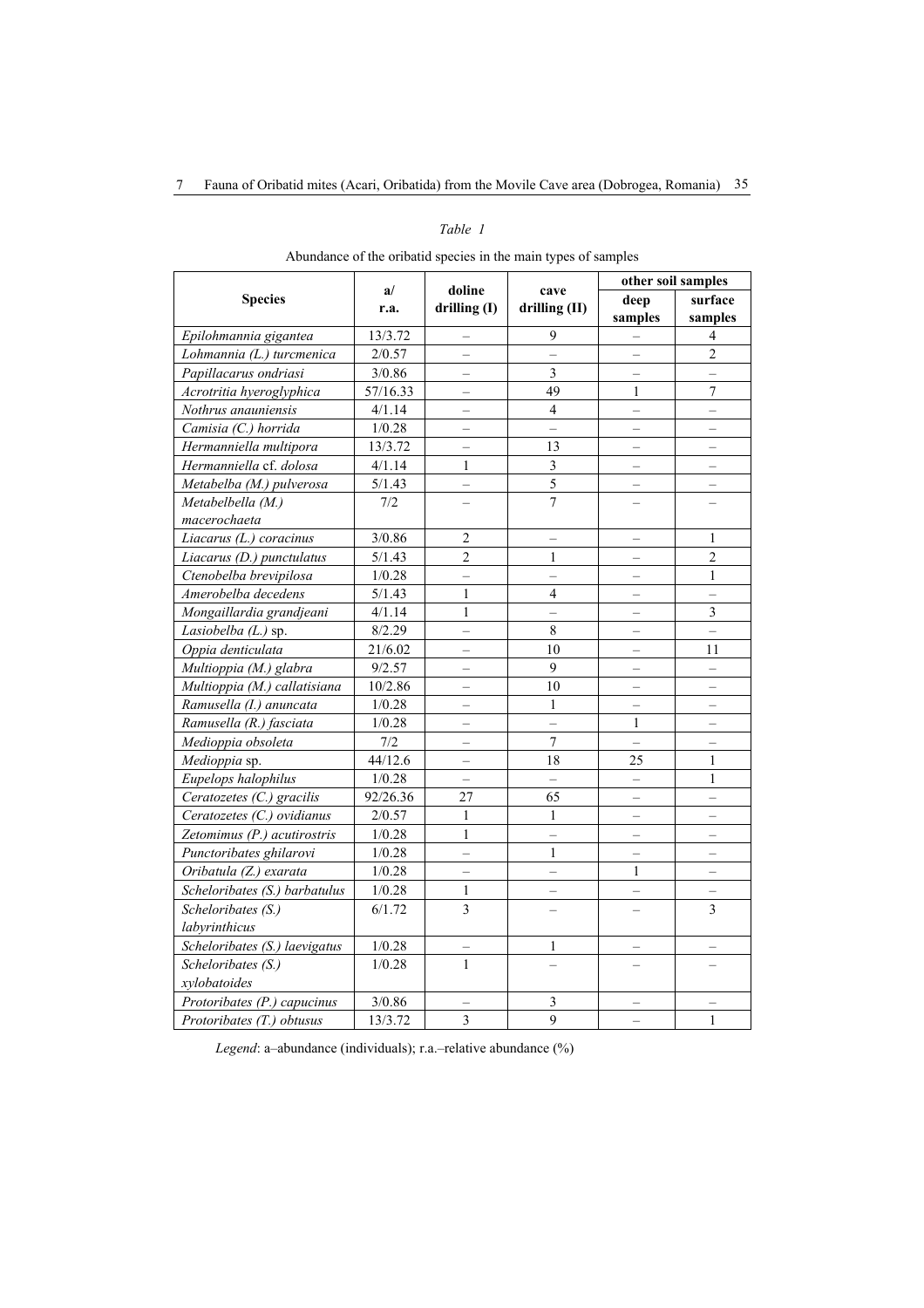*Table 1*

Abundance of the oribatid species in the main types of samples

| Species | a/ r.a. | doline drilling (I) | cave drilling (II) | other soil samples | |
|---|---|---|---|---|---|
| | | | | deep samples | surface samples |
| *Epilohmannia gigantea* | 13/3.72 | – | 9 | – | 4 |
| *Lohmannia (L.) turcmenica* | 2/0.57 | – | – | – | 2 |
| *Papillacarus ondriasi* | 3/0.86 | – | 3 | – | – |
| *Acrotritia hyeroglyphica* | 57/16.33 | – | 49 | 1 | 7 |
| *Nothrus anauniensis* | 4/1.14 | – | 4 | – | – |
| *Camisia (C.) horrida* | 1/0.28 | – | – | – | – |
| *Hermanniella multipora* | 13/3.72 | – | 13 | – | – |
| *Hermanniella* cf. *dolosa* | 4/1.14 | 1 | 3 | – | – |
| *Metabelba (M.) pulverosa* | 5/1.43 | – | 5 | – | – |
| *Metabelbella (M.) macerochaeta* | 7/2 | – | 7 | – | – |
| *Liacarus (L.) coracinus* | 3/0.86 | 2 | – | – | 1 |
| *Liacarus (D.) punctulatus* | 5/1.43 | 2 | 1 | – | 2 |
| *Ctenobelba brevipilosa* | 1/0.28 | – | – | – | 1 |
| *Amerobelba decedens* | 5/1.43 | 1 | 4 | – | – |
| *Mongaillardia grandjeani* | 4/1.14 | 1 | – | – | 3 |
| *Lasiobelba (L.)* sp. | 8/2.29 | – | 8 | – | – |
| *Oppia denticulata* | 21/6.02 | – | 10 | – | 11 |
| *Multioppia (M.) glabra* | 9/2.57 | – | 9 | – | – |
| *Multioppia (M.) callatisiana* | 10/2.86 | – | 10 | – | – |
| *Ramusella (I.) anuncata* | 1/0.28 | – | 1 | – | – |
| *Ramusella (R.) fasciata* | 1/0.28 | – | – | 1 | – |
| *Medioppia obsoleta* | 7/2 | – | 7 | – | – |
| *Medioppia* sp. | 44/12.6 | – | 18 | 25 | 1 |
| *Eupelops halophilus* | 1/0.28 | – | – | – | 1 |
| *Ceratozetes (C.) gracilis* | 92/26.36 | 27 | 65 | – | – |
| *Ceratozetes (C.) ovidianus* | 2/0.57 | 1 | 1 | – | – |
| *Zetomimus (P.) acutirostris* | 1/0.28 | 1 | – | – | – |
| *Punctoribates ghilarovi* | 1/0.28 | – | 1 | – | – |
| *Oribatula (Z.) exarata* | 1/0.28 | – | – | 1 | – |
| *Scheloribates (S.) barbatulus* | 1/0.28 | 1 | – | – | – |
| *Scheloribates (S.) labyrinthicus* | 6/1.72 | 3 | – | – | 3 |
| *Scheloribates (S.) laevigatus* | 1/0.28 | – | 1 | – | – |
| *Scheloribates (S.) xylobatoides* | 1/0.28 | 1 | – | – | – |
| *Protoribates (P.) capucinus* | 3/0.86 | – | 3 | – | – |
| *Protoribates (T.) obtusus* | 13/3.72 | 3 | 9 | – | 1 |

*Legend*: a–abundance (individuals); r.a.–relative abundance (%)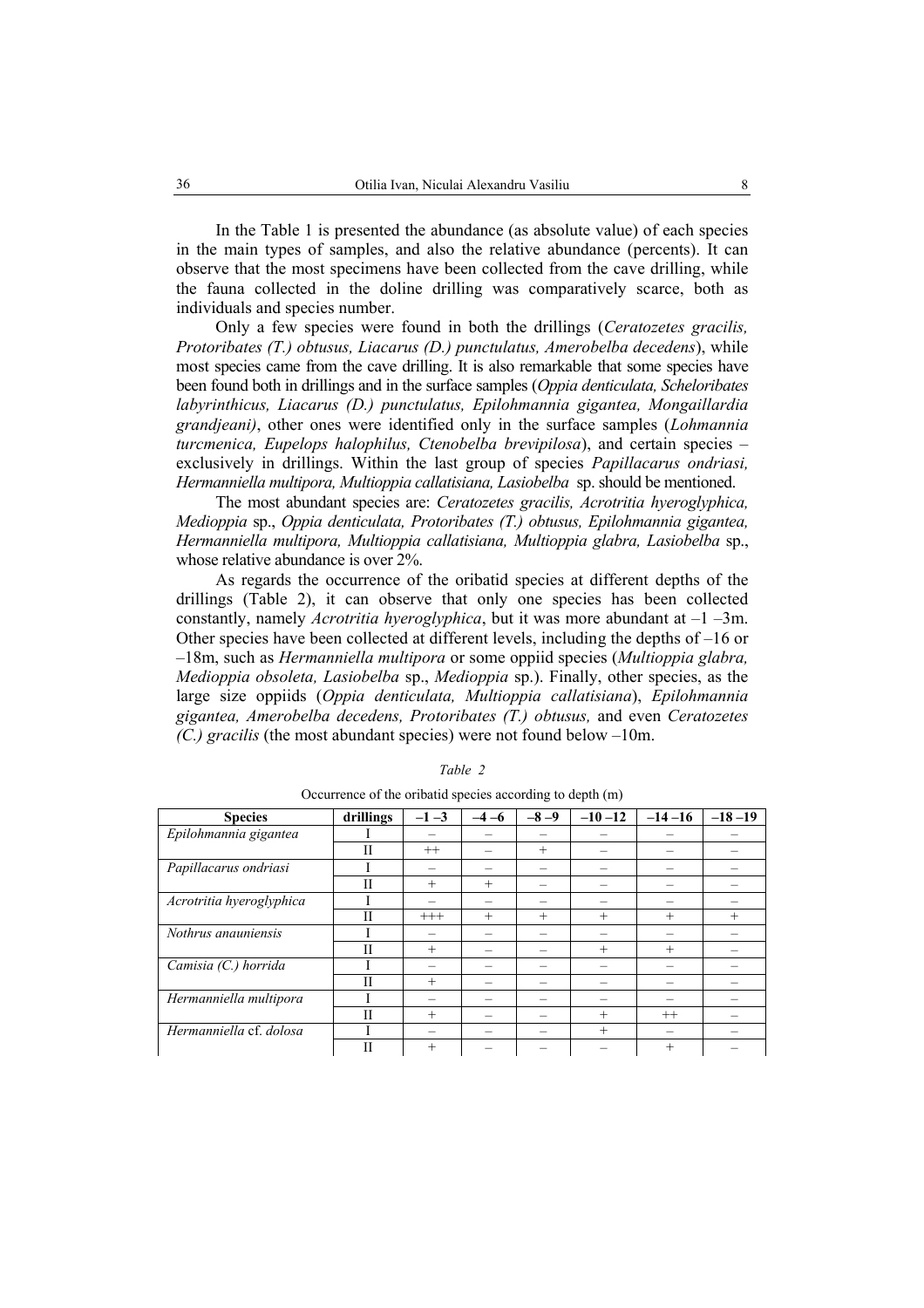In the Table 1 is presented the abundance (as absolute value) of each species in the main types of samples, and also the relative abundance (percents). It can observe that the most specimens have been collected from the cave drilling, while the fauna collected in the doline drilling was comparatively scarce, both as individuals and species number.

Only a few species were found in both the drillings (*Ceratozetes gracilis, Protoribates (T.) obtusus, Liacarus (D.) punctulatus, Amerobelba decedens*), while most species came from the cave drilling. It is also remarkable that some species have been found both in drillings and in the surface samples (*Oppia denticulata, Scheloribates labyrinthicus, Liacarus (D.) punctulatus, Epilohmannia gigantea, Mongaillardia grandjeani)*, other ones were identified only in the surface samples (*Lohmannia turcmenica, Eupelops halophilus, Ctenobelba brevipilosa*), and certain species – exclusively in drillings. Within the last group of species *Papillacarus ondriasi, Hermanniella multipora, Multioppia callatisiana, Lasiobelba* sp. should be mentioned.

The most abundant species are: *Ceratozetes gracilis, Acrotritia hyeroglyphica, Medioppia* sp., *Oppia denticulata, Protoribates (T.) obtusus, Epilohmannia gigantea, Hermanniella multipora, Multioppia callatisiana, Multioppia glabra, Lasiobelba* sp., whose relative abundance is over 2%.

As regards the occurrence of the oribatid species at different depths of the drillings (Table 2), it can observe that only one species has been collected constantly, namely *Acrotritia hyeroglyphica*, but it was more abundant at –1 –3m. Other species have been collected at different levels, including the depths of –16 or –18m, such as *Hermanniella multipora* or some oppiid species (*Multioppia glabra, Medioppia obsoleta, Lasiobelba* sp., *Medioppia* sp.). Finally, other species, as the large size oppiids (*Oppia denticulata, Multioppia callatisiana*), *Epilohmannia gigantea, Amerobelba decedens, Protoribates (T.) obtusus,* and even *Ceratozetes (C.) gracilis* (the most abundant species) were not found below –10m.

*Table 2*

Occurrence of the oribatid species according to depth (m)

| Species | drillings | –1 –3 | –4 –6 | –8 –9 | –10 –12 | –14 –16 | –18 –19 |
|---|---|---|---|---|---|---|---|
| *Epilohmannia gigantea* | I | – | – | – | – | – | – |
| | II | ++ | – | + | – | – | – |
| *Papillacarus ondriasi* | I | – | – | – | – | – | – |
| | II | + | + | – | – | – | – |
| *Acrotritia hyeroglyphica* | I | – | – | – | – | – | – |
| | II | +++ | + | + | + | + | + |
| *Nothrus anauniensis* | I | – | – | – | – | – | – |
| | II | + | – | – | + | + | – |
| *Camisia (C.) horrida* | I | – | – | – | – | – | – |
| | II | + | – | – | – | – | – |
| *Hermanniella multipora* | I | – | – | – | – | – | – |
| | II | + | – | – | + | ++ | – |
| *Hermanniella* cf. *dolosa* | I | – | – | – | + | – | – |
| | II | + | – | – | – | + | – |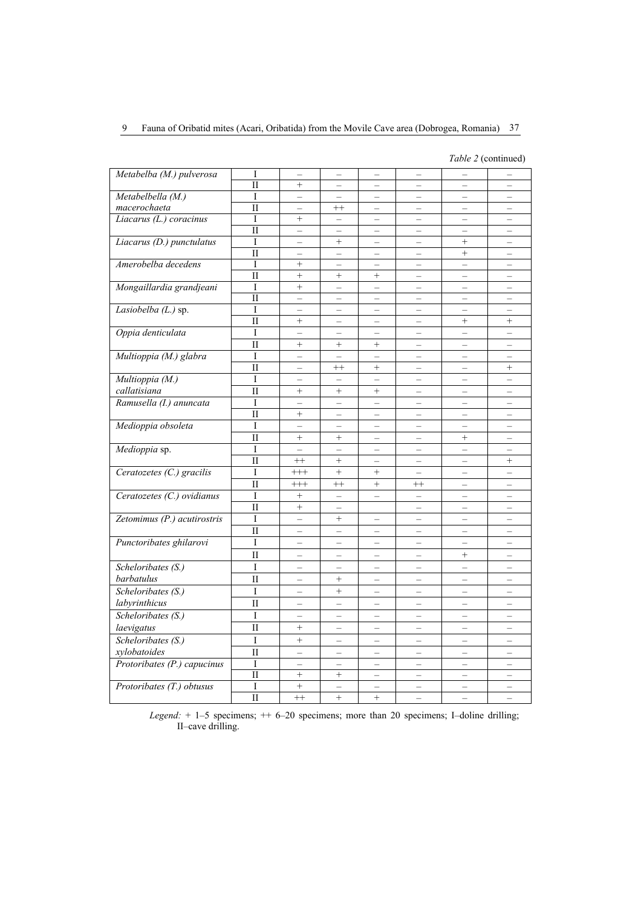*Table 2* (continued)

| | | | | | | | |
|---|---|---|---|---|---|---|---|
| *Metabelba (M.) pulverosa* | I | – | – | – | – | – | – |
| | II | + | – | – | – | – | – |
| *Metabelbella (M.) macerochaeta* | I | – | – | – | – | – | – |
| | II | – | ++ | – | – | – | – |
| *Liacarus (L.) coracinus* | I | + | – | – | – | – | – |
| | II | – | – | – | – | – | – |
| *Liacarus (D.) punctulatus* | I | – | + | – | – | + | – |
| | II | – | – | – | – | + | – |
| *Amerobelba decedens* | I | + | – | – | – | – | – |
| | II | + | + | + | – | – | – |
| *Mongaillardia grandjeani* | I | + | – | – | – | – | – |
| | II | – | – | – | – | – | – |
| *Lasiobelba (L.)* sp. | I | – | – | – | – | – | – |
| | II | + | – | – | – | + | + |
| *Oppia denticulata* | I | – | – | – | – | – | – |
| | II | + | + | + | – | – | – |
| *Multioppia (M.) glabra* | I | – | – | – | – | – | – |
| | II | – | ++ | + | – | – | + |
| *Multioppia (M.) callatisiana* | I | – | – | – | – | – | – |
| | II | + | + | + | – | – | – |
| *Ramusella (I.) anuncata* | I | – | – | – | – | – | – |
| | II | + | – | – | – | – | – |
| *Medioppia obsoleta* | I | – | – | – | – | – | – |
| | II | + | + | – | – | + | – |
| *Medioppia* sp. | I | – | – | – | – | – | – |
| | II | ++ | + | – | – | – | + |
| *Ceratozetes (C.) gracilis* | I | +++ | + | + | – | – | – |
| | II | +++ | ++ | + | ++ | – | – |
| *Ceratozetes (C.) ovidianus* | I | + | – | – | – | – | – |
| | II | + | – | | – | – | – |
| *Zetomimus (P.) acutirostris* | I | – | + | – | – | – | – |
| | II | – | – | – | – | – | – |
| *Punctoribates ghilarovi* | I | – | – | – | – | – | – |
| | II | – | – | – | – | + | – |
| *Scheloribates (S.) barbatulus* | I | – | – | – | – | – | – |
| | II | – | + | – | – | – | – |
| *Scheloribates (S.) labyrinthicus* | I | – | + | – | – | – | – |
| | II | – | – | – | – | – | – |
| *Scheloribates (S.) laevigatus* | I | – | – | – | – | – | – |
| | II | + | – | – | – | – | – |
| *Scheloribates (S.) xylobatoides* | I | + | – | – | – | – | – |
| | II | – | – | – | – | – | – |
| *Protoribates (P.) capucinus* | I | – | – | – | – | – | – |
| | II | + | + | – | – | – | – |
| *Protoribates (T.) obtusus* | I | + | – | – | – | – | – |
| | II | ++ | + | + | – | – | – |

*Legend:* + 1–5 specimens; ++ 6–20 specimens; more than 20 specimens; I–doline drilling; II–cave drilling.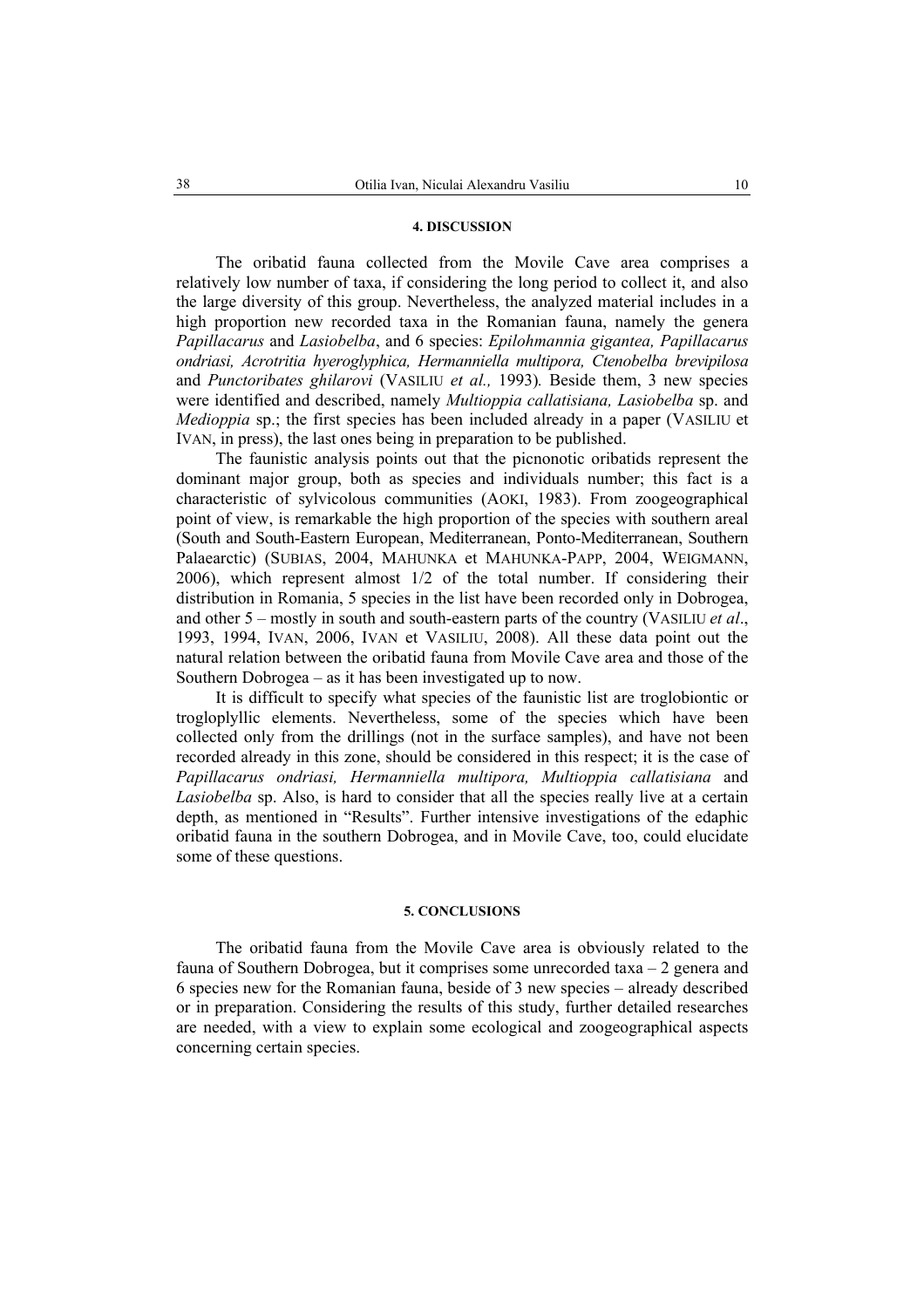## 4. DISCUSSION

The oribatid fauna collected from the Movile Cave area comprises a relatively low number of taxa, if considering the long period to collect it, and also the large diversity of this group. Nevertheless, the analyzed material includes in a high proportion new recorded taxa in the Romanian fauna, namely the genera *Papillacarus* and *Lasiobelba*, and 6 species: *Epilohmannia gigantea, Papillacarus ondriasi, Acrotritia hyeroglyphica, Hermanniella multipora, Ctenobelba brevipilosa* and *Punctoribates ghilarovi* (VASILIU *et al.,* 1993). Beside them, 3 new species were identified and described, namely *Multioppia callatisiana, Lasiobelba* sp. and *Medioppia* sp.; the first species has been included already in a paper (VASILIU et IVAN, in press), the last ones being in preparation to be published.

The faunistic analysis points out that the picnonotic oribatids represent the dominant major group, both as species and individuals number; this fact is a characteristic of sylvicolous communities (AOKI, 1983). From zoogeographical point of view, is remarkable the high proportion of the species with southern areal (South and South-Eastern European, Mediterranean, Ponto-Mediterranean, Southern Palaearctic) (SUBIAS, 2004, MAHUNKA et MAHUNKA-PAPP, 2004, WEIGMANN, 2006), which represent almost 1/2 of the total number. If considering their distribution in Romania, 5 species in the list have been recorded only in Dobrogea, and other 5 – mostly in south and south-eastern parts of the country (VASILIU *et al*., 1993, 1994, IVAN, 2006, IVAN et VASILIU, 2008). All these data point out the natural relation between the oribatid fauna from Movile Cave area and those of the Southern Dobrogea – as it has been investigated up to now.

It is difficult to specify what species of the faunistic list are troglobiontic or trogloplyllic elements. Nevertheless, some of the species which have been collected only from the drillings (not in the surface samples), and have not been recorded already in this zone, should be considered in this respect; it is the case of *Papillacarus ondriasi, Hermanniella multipora, Multioppia callatisiana* and *Lasiobelba* sp. Also, is hard to consider that all the species really live at a certain depth, as mentioned in "Results". Further intensive investigations of the edaphic oribatid fauna in the southern Dobrogea, and in Movile Cave, too, could elucidate some of these questions.

## 5. CONCLUSIONS

The oribatid fauna from the Movile Cave area is obviously related to the fauna of Southern Dobrogea, but it comprises some unrecorded taxa – 2 genera and 6 species new for the Romanian fauna, beside of 3 new species – already described or in preparation. Considering the results of this study, further detailed researches are needed, with a view to explain some ecological and zoogeographical aspects concerning certain species.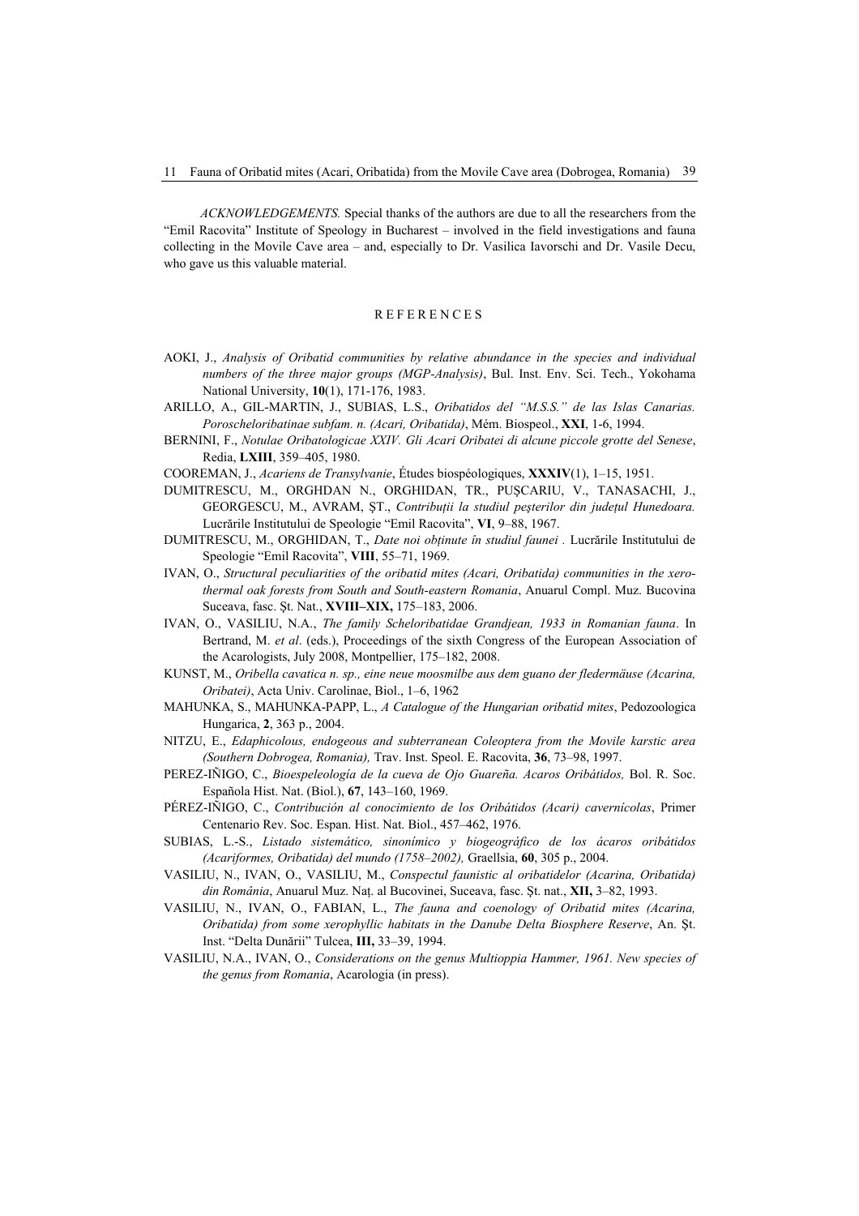*ACKNOWLEDGEMENTS.* Special thanks of the authors are due to all the researchers from the "Emil Racovita" Institute of Speology in Bucharest – involved in the field investigations and fauna collecting in the Movile Cave area – and, especially to Dr. Vasilica Iavorschi and Dr. Vasile Decu, who gave us this valuable material.

## REFERENCES

AOKI, J., *Analysis of Oribatid communities by relative abundance in the species and individual numbers of the three major groups (MGP-Analysis)*, Bul. Inst. Env. Sci. Tech., Yokohama National University, **10**(1), 171-176, 1983.

ARILLO, A., GIL-MARTIN, J., SUBIAS, L.S., *Oribatidos del "M.S.S." de las Islas Canarias. Poroscheloribatinae subfam. n. (Acari, Oribatida)*, Mém. Biospeol., **XXI**, 1-6, 1994.

BERNINI, F., *Notulae Oribatologicae XXIV. Gli Acari Oribatei di alcune piccole grotte del Senese*, Redia, **LXIII**, 359–405, 1980.

COOREMAN, J., *Acariens de Transylvanie*, Études biospéologiques, **XXXIV**(1), 1–15, 1951.

DUMITRESCU, M., ORGHDAN N., ORGHIDAN, TR., PUŞCARIU, V., TANASACHI, J., GEORGESCU, M., AVRAM, ŞT., *Contribuţii la studiul peşterilor din judeţul Hunedoara.* Lucrările Institutului de Speologie "Emil Racovita", **VI**, 9–88, 1967.

DUMITRESCU, M., ORGHIDAN, T., *Date noi obţinute în studiul faunei .* Lucrările Institutului de Speologie "Emil Racovita", **VIII**, 55–71, 1969.

IVAN, O., *Structural peculiarities of the oribatid mites (Acari, Oribatida) communities in the xero-thermal oak forests from South and South-eastern Romania*, Anuarul Compl. Muz. Bucovina Suceava, fasc. Şt. Nat., **XVIII–XIX,** 175–183, 2006.

IVAN, O., VASILIU, N.A., *The family Scheloribatidae Grandjean, 1933 in Romanian fauna*. In Bertrand, M. *et al*. (eds.), Proceedings of the sixth Congress of the European Association of the Acarologists, July 2008, Montpellier, 175–182, 2008.

KUNST, M., *Oribella cavatica n. sp., eine neue moosmilbe aus dem guano der fledermäuse (Acarina, Oribatei)*, Acta Univ. Carolinae, Biol., 1–6, 1962

MAHUNKA, S., MAHUNKA-PAPP, L., *A Catalogue of the Hungarian oribatid mites*, Pedozoologica Hungarica, **2**, 363 p., 2004.

NITZU, E., *Edaphicolous, endogeous and subterranean Coleoptera from the Movile karstic area (Southern Dobrogea, Romania),* Trav. Inst. Speol. E. Racovita, **36**, 73–98, 1997.

PEREZ-IÑIGO, C., *Bioespeleología de la cueva de Ojo Guareña. Acaros Oribátidos,* Bol. R. Soc. Española Hist. Nat. (Biol.), **67**, 143–160, 1969.

PÉREZ-IÑIGO, C., *Contribución al conocimiento de los Oribátidos (Acari) cavernícolas*, Primer Centenario Rev. Soc. Espan. Hist. Nat. Biol., 457–462, 1976.

SUBIAS, L.-S., *Listado sistemático, sinonímico y biogeográfico de los ácaros oribátidos (Acariformes, Oribatida) del mundo (1758–2002),* Graellsia, **60**, 305 p., 2004.

VASILIU, N., IVAN, O., VASILIU, M., *Conspectul faunistic al oribatidelor (Acarina, Oribatida) din România*, Anuarul Muz. Naţ. al Bucovinei, Suceava, fasc. Şt. nat., **XII,** 3–82, 1993.

VASILIU, N., IVAN, O., FABIAN, L., *The fauna and coenology of Oribatid mites (Acarina, Oribatida) from some xerophyllic habitats in the Danube Delta Biosphere Reserve*, An. Şt. Inst. "Delta Dunării" Tulcea, **III,** 33–39, 1994.

VASILIU, N.A., IVAN, O., *Considerations on the genus Multioppia Hammer, 1961. New species of the genus from Romania*, Acarologia (in press).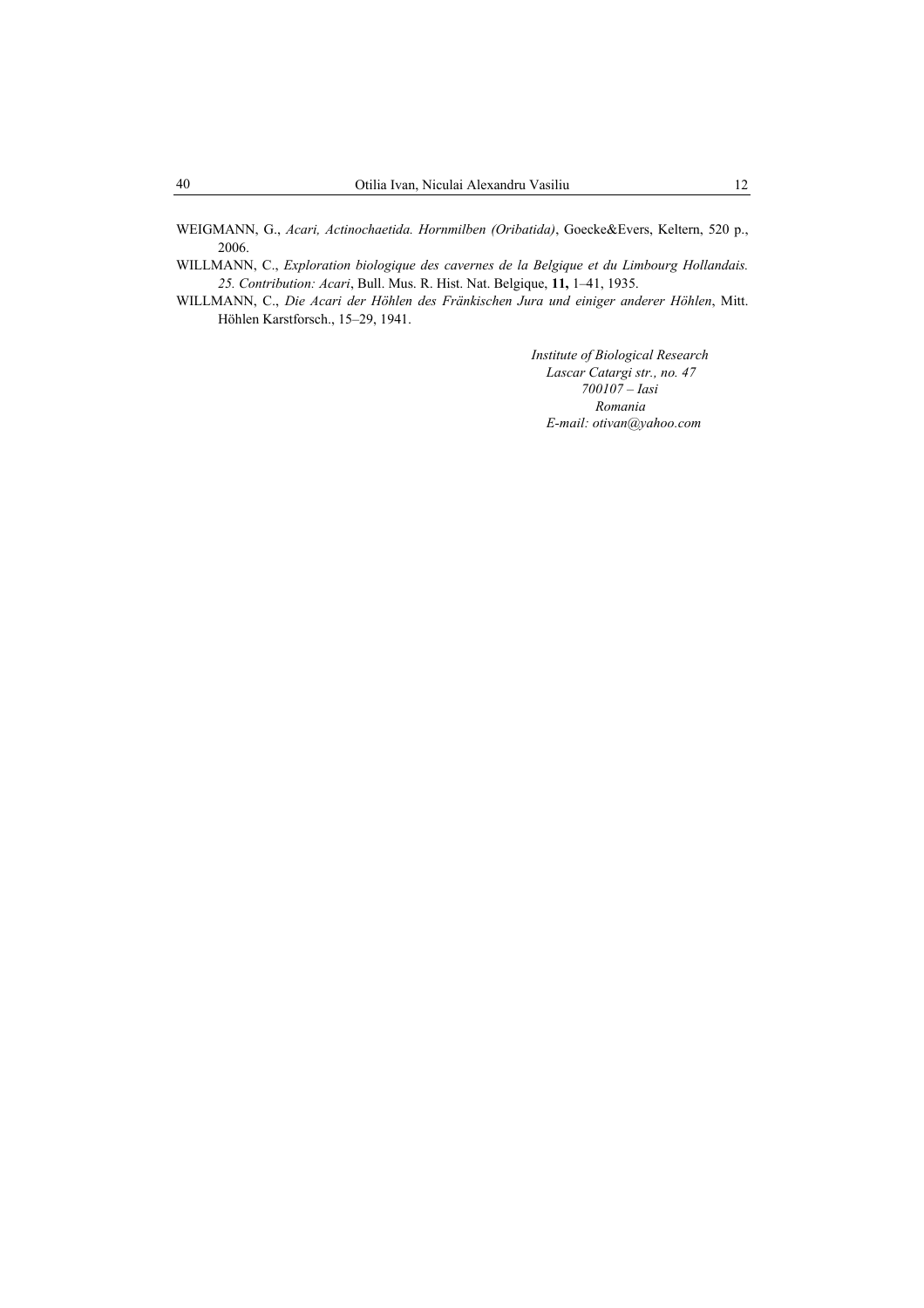WEIGMANN, G., *Acari, Actinochaetida. Hornmilben (Oribatida)*, Goecke&Evers, Keltern, 520 p., 2006.

WILLMANN, C., *Exploration biologique des cavernes de la Belgique et du Limbourg Hollandais. 25. Contribution: Acari*, Bull. Mus. R. Hist. Nat. Belgique, **11,** 1–41, 1935.

WILLMANN, C., *Die Acari der Höhlen des Fränkischen Jura und einiger anderer Höhlen*, Mitt. Höhlen Karstforsch., 15–29, 1941.

*Institute of Biological Research*
*Lascar Catargi str., no. 47*
*700107 – Iasi*
*Romania*
*E-mail: otivan@yahoo.com*